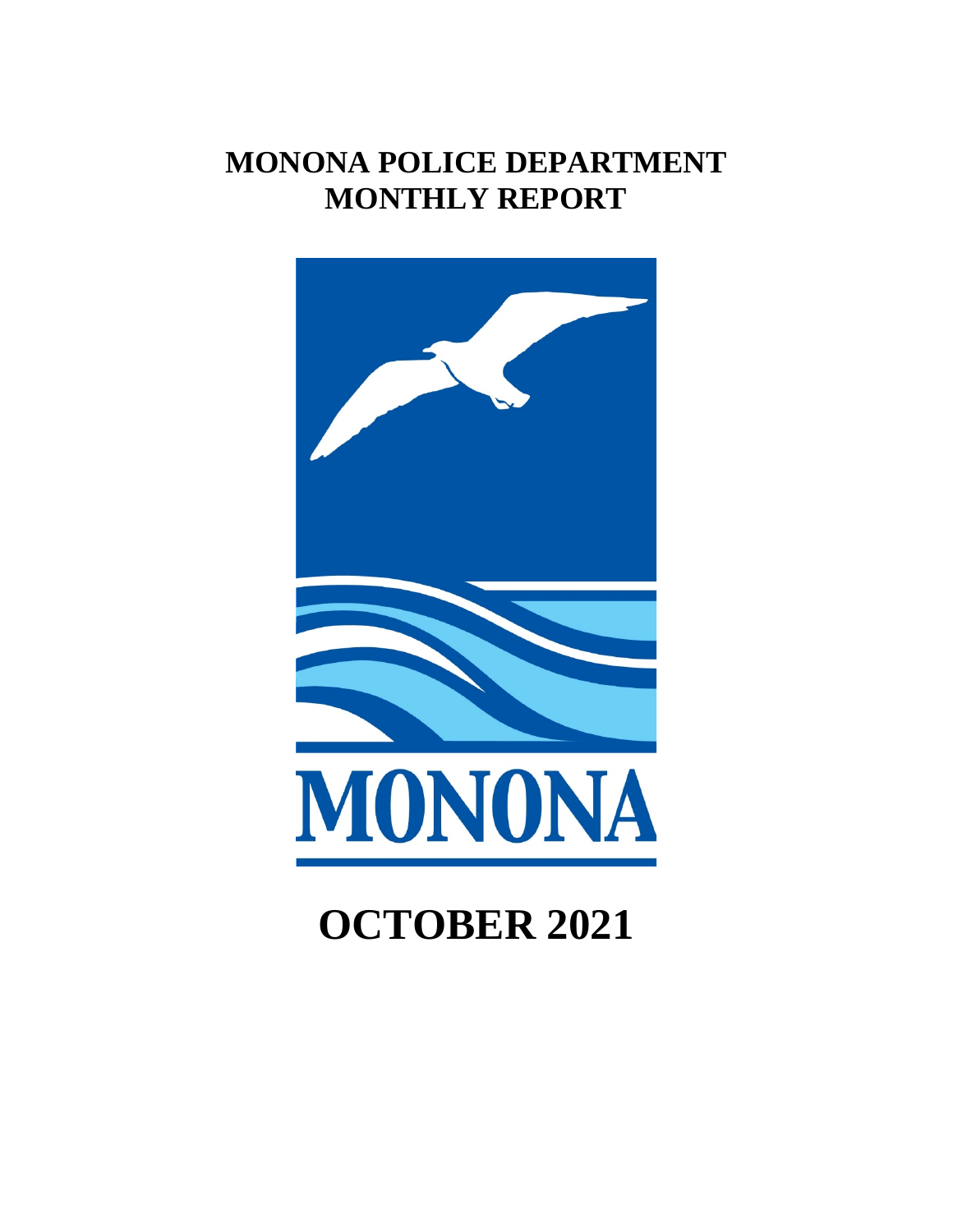# MONONA POLICE DEPARTMENT
# MONTHLY REPORT

MONONA

# OCTOBER 2021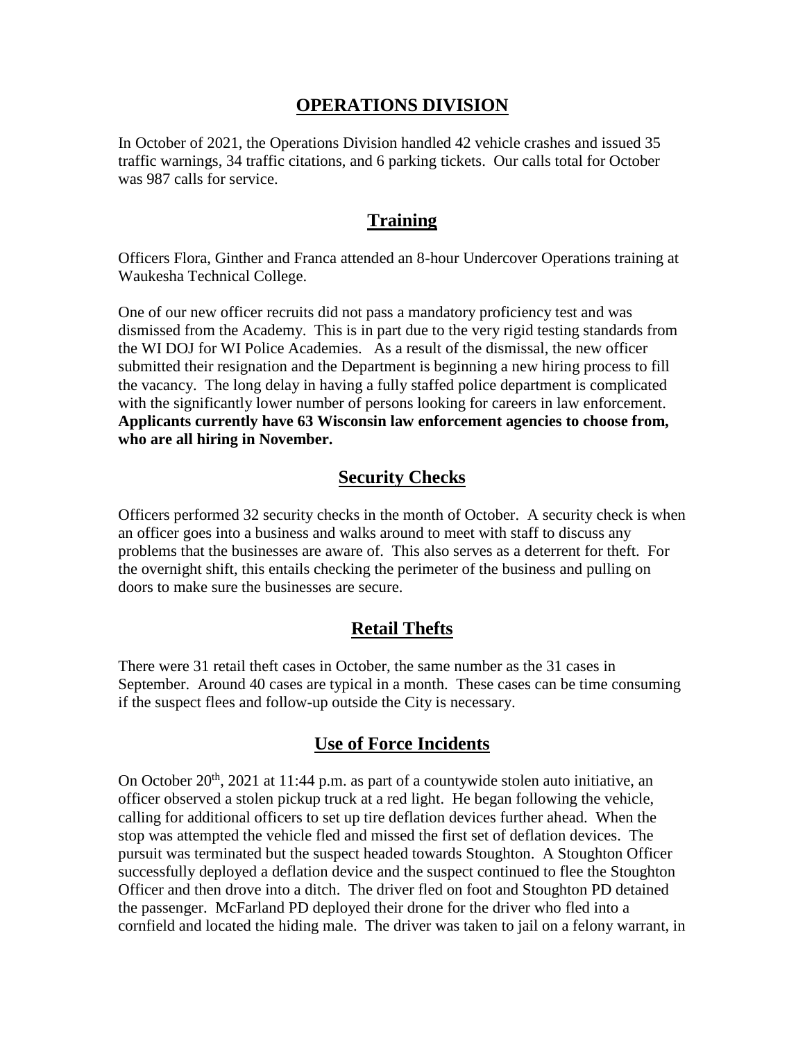# OPERATIONS DIVISION

In October of 2021, the Operations Division handled 42 vehicle crashes and issued 35 traffic warnings, 34 traffic citations, and 6 parking tickets. Our calls total for October was 987 calls for service.

## Training

Officers Flora, Ginther and Franca attended an 8-hour Undercover Operations training at Waukesha Technical College.

One of our new officer recruits did not pass a mandatory proficiency test and was dismissed from the Academy. This is in part due to the very rigid testing standards from the WI DOJ for WI Police Academies. As a result of the dismissal, the new officer submitted their resignation and the Department is beginning a new hiring process to fill the vacancy. The long delay in having a fully staffed police department is complicated with the significantly lower number of persons looking for careers in law enforcement. **Applicants currently have 63 Wisconsin law enforcement agencies to choose from, who are all hiring in November.**

## Security Checks

Officers performed 32 security checks in the month of October. A security check is when an officer goes into a business and walks around to meet with staff to discuss any problems that the businesses are aware of. This also serves as a deterrent for theft. For the overnight shift, this entails checking the perimeter of the business and pulling on doors to make sure the businesses are secure.

## Retail Thefts

There were 31 retail theft cases in October, the same number as the 31 cases in September. Around 40 cases are typical in a month. These cases can be time consuming if the suspect flees and follow-up outside the City is necessary.

## Use of Force Incidents

On October 20th, 2021 at 11:44 p.m. as part of a countywide stolen auto initiative, an officer observed a stolen pickup truck at a red light. He began following the vehicle, calling for additional officers to set up tire deflation devices further ahead. When the stop was attempted the vehicle fled and missed the first set of deflation devices. The pursuit was terminated but the suspect headed towards Stoughton. A Stoughton Officer successfully deployed a deflation device and the suspect continued to flee the Stoughton Officer and then drove into a ditch. The driver fled on foot and Stoughton PD detained the passenger. McFarland PD deployed their drone for the driver who fled into a cornfield and located the hiding male. The driver was taken to jail on a felony warrant, in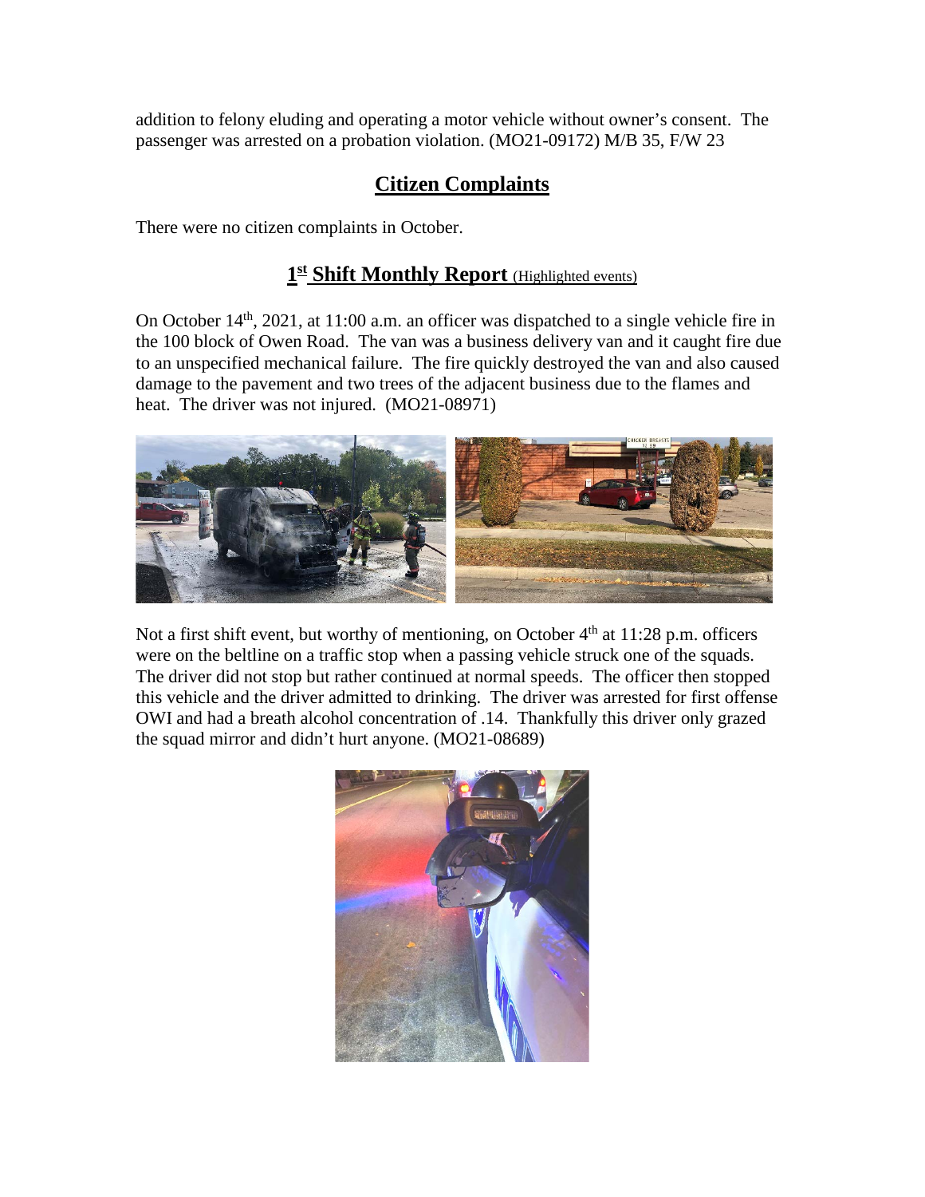addition to felony eluding and operating a motor vehicle without owner's consent. The passenger was arrested on a probation violation. (MO21-09172) M/B 35, F/W 23

## Citizen Complaints

There were no citizen complaints in October.

## 1st Shift Monthly Report (Highlighted events)

On October 14th, 2021, at 11:00 a.m. an officer was dispatched to a single vehicle fire in the 100 block of Owen Road. The van was a business delivery van and it caught fire due to an unspecified mechanical failure. The fire quickly destroyed the van and also caused damage to the pavement and two trees of the adjacent business due to the flames and heat. The driver was not injured. (MO21-08971)

Not a first shift event, but worthy of mentioning, on October 4th at 11:28 p.m. officers were on the beltline on a traffic stop when a passing vehicle struck one of the squads. The driver did not stop but rather continued at normal speeds. The officer then stopped this vehicle and the driver admitted to drinking. The driver was arrested for first offense OWI and had a breath alcohol concentration of .14. Thankfully this driver only grazed the squad mirror and didn't hurt anyone. (MO21-08689)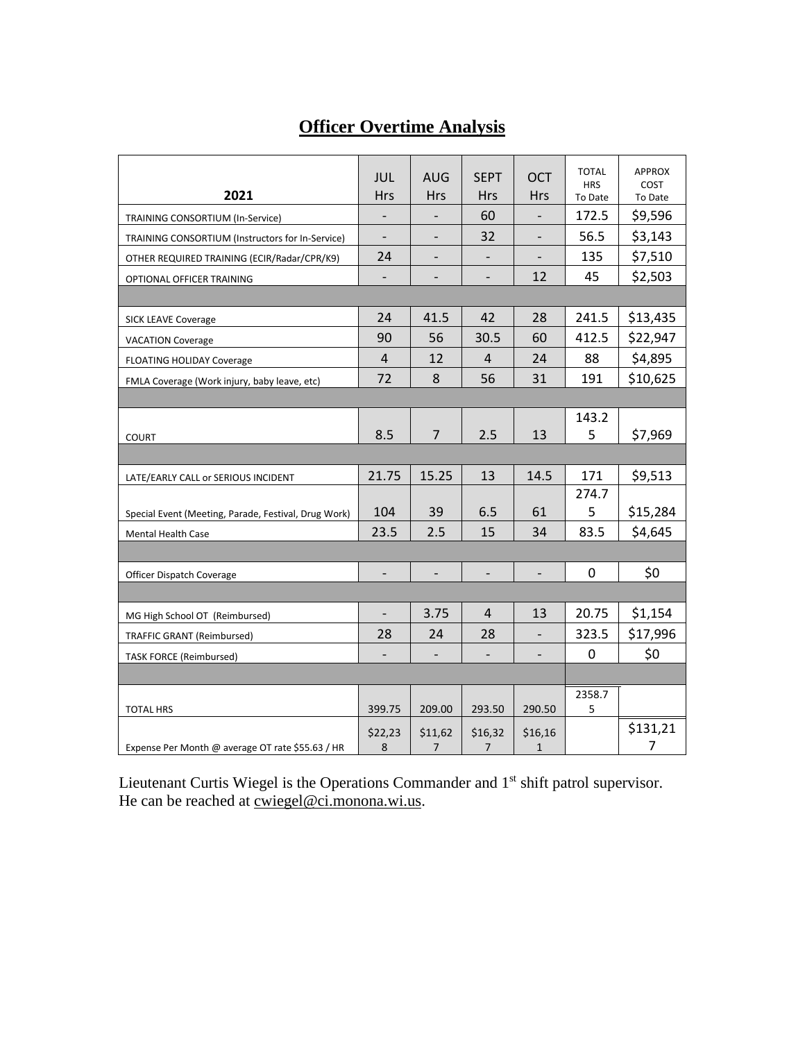# Officer Overtime Analysis

| 2021 | JUL Hrs | AUG Hrs | SEPT Hrs | OCT Hrs | TOTAL HRS To Date | APPROX COST To Date |
|---|---|---|---|---|---|---|
| TRAINING CONSORTIUM (In-Service) | - | - | 60 | - | 172.5 | $9,596 |
| TRAINING CONSORTIUM (Instructors for In-Service) | - | - | 32 | - | 56.5 | $3,143 |
| OTHER REQUIRED TRAINING (ECIR/Radar/CPR/K9) | 24 | - | - | - | 135 | $7,510 |
| OPTIONAL OFFICER TRAINING | - | - | - | 12 | 45 | $2,503 |
| | | | | | | |
| SICK LEAVE Coverage | 24 | 41.5 | 42 | 28 | 241.5 | $13,435 |
| VACATION Coverage | 90 | 56 | 30.5 | 60 | 412.5 | $22,947 |
| FLOATING HOLIDAY Coverage | 4 | 12 | 4 | 24 | 88 | $4,895 |
| FMLA Coverage (Work injury, baby leave, etc) | 72 | 8 | 56 | 31 | 191 | $10,625 |
| | | | | | | |
| COURT | 8.5 | 7 | 2.5 | 13 | 143.25 | $7,969 |
| | | | | | | |
| LATE/EARLY CALL or SERIOUS INCIDENT | 21.75 | 15.25 | 13 | 14.5 | 171 | $9,513 |
| Special Event (Meeting, Parade, Festival, Drug Work) | 104 | 39 | 6.5 | 61 | 274.75 | $15,284 |
| Mental Health Case | 23.5 | 2.5 | 15 | 34 | 83.5 | $4,645 |
| | | | | | | |
| Officer Dispatch Coverage | - | - | - | - | 0 | $0 |
| | | | | | | |
| MG High School OT (Reimbursed) | - | 3.75 | 4 | 13 | 20.75 | $1,154 |
| TRAFFIC GRANT (Reimbursed) | 28 | 24 | 28 | - | 323.5 | $17,996 |
| TASK FORCE (Reimbursed) | - | - | - | - | 0 | $0 |
| | | | | | | |
| TOTAL HRS | 399.75 | 209.00 | 293.50 | 290.50 | 2358.75 | |
| Expense Per Month @ average OT rate $55.63 / HR | $22,238 | $11,627 | $16,327 | $16,161 | | $131,217 |

Lieutenant Curtis Wiegel is the Operations Commander and 1st shift patrol supervisor. He can be reached at cwiegel@ci.monona.wi.us.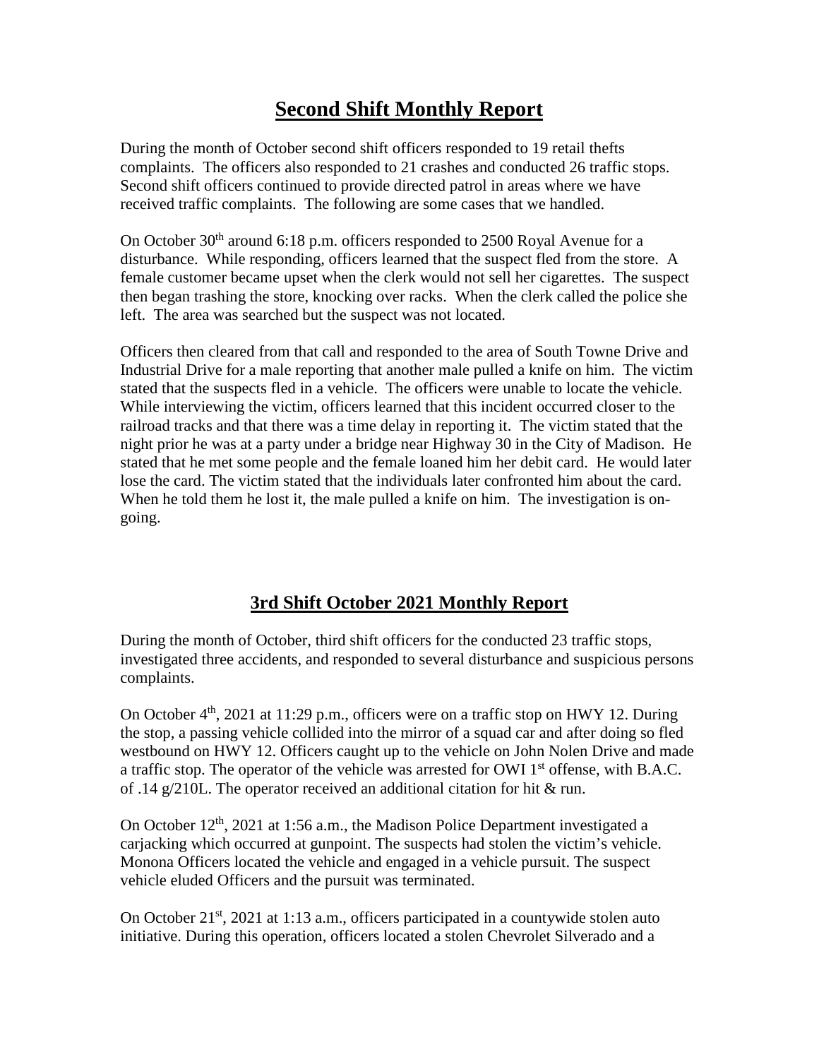# Second Shift Monthly Report

During the month of October second shift officers responded to 19 retail thefts complaints. The officers also responded to 21 crashes and conducted 26 traffic stops. Second shift officers continued to provide directed patrol in areas where we have received traffic complaints. The following are some cases that we handled.

On October 30th around 6:18 p.m. officers responded to 2500 Royal Avenue for a disturbance. While responding, officers learned that the suspect fled from the store. A female customer became upset when the clerk would not sell her cigarettes. The suspect then began trashing the store, knocking over racks. When the clerk called the police she left. The area was searched but the suspect was not located.

Officers then cleared from that call and responded to the area of South Towne Drive and Industrial Drive for a male reporting that another male pulled a knife on him. The victim stated that the suspects fled in a vehicle. The officers were unable to locate the vehicle. While interviewing the victim, officers learned that this incident occurred closer to the railroad tracks and that there was a time delay in reporting it. The victim stated that the night prior he was at a party under a bridge near Highway 30 in the City of Madison. He stated that he met some people and the female loaned him her debit card. He would later lose the card. The victim stated that the individuals later confronted him about the card. When he told them he lost it, the male pulled a knife on him. The investigation is on-going.

# 3rd Shift October 2021 Monthly Report

During the month of October, third shift officers for the conducted 23 traffic stops, investigated three accidents, and responded to several disturbance and suspicious persons complaints.

On October 4th, 2021 at 11:29 p.m., officers were on a traffic stop on HWY 12. During the stop, a passing vehicle collided into the mirror of a squad car and after doing so fled westbound on HWY 12. Officers caught up to the vehicle on John Nolen Drive and made a traffic stop. The operator of the vehicle was arrested for OWI 1st offense, with B.A.C. of .14 g/210L. The operator received an additional citation for hit & run.

On October 12th, 2021 at 1:56 a.m., the Madison Police Department investigated a carjacking which occurred at gunpoint. The suspects had stolen the victim's vehicle. Monona Officers located the vehicle and engaged in a vehicle pursuit. The suspect vehicle eluded Officers and the pursuit was terminated.

On October 21st, 2021 at 1:13 a.m., officers participated in a countywide stolen auto initiative. During this operation, officers located a stolen Chevrolet Silverado and a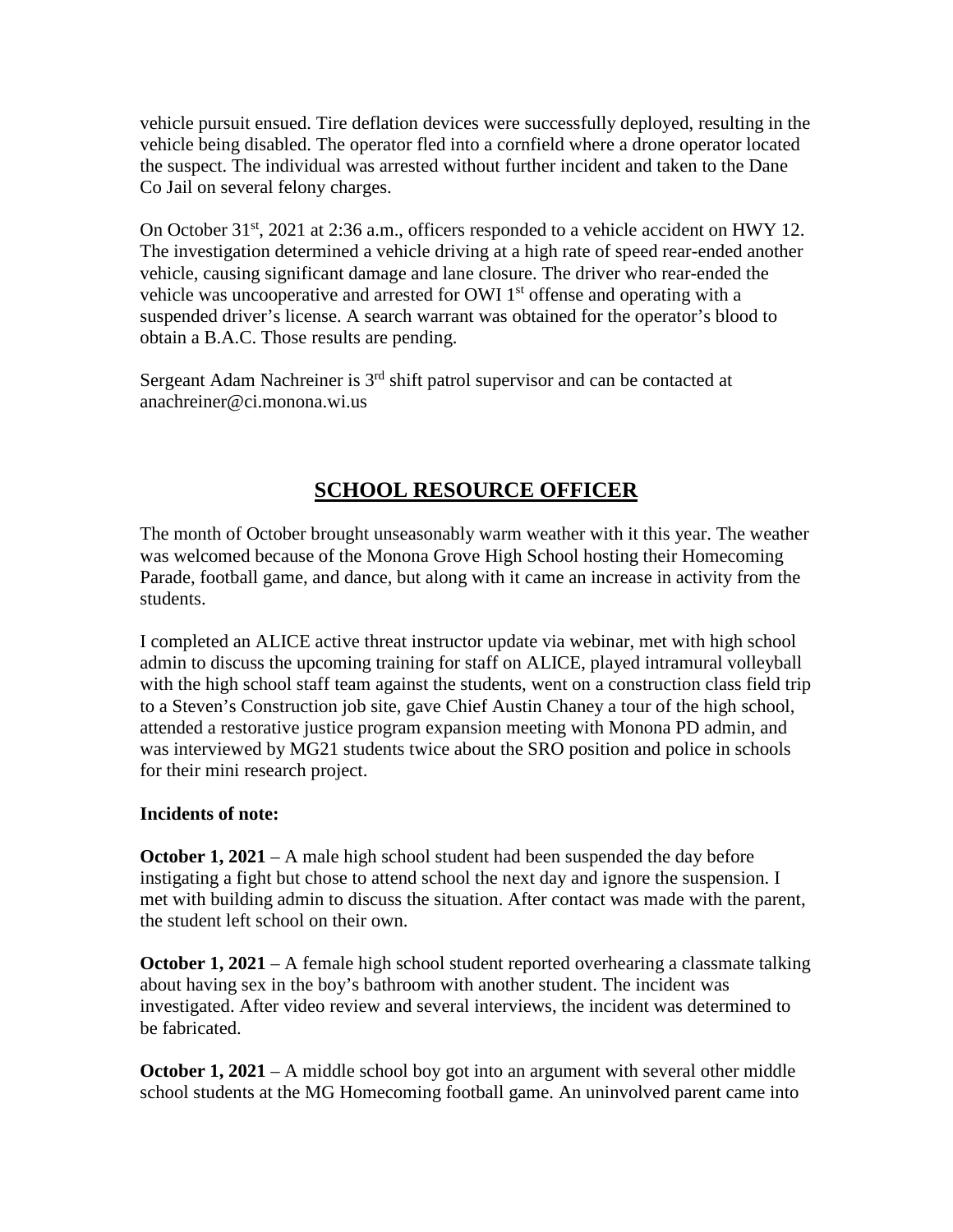vehicle pursuit ensued. Tire deflation devices were successfully deployed, resulting in the vehicle being disabled. The operator fled into a cornfield where a drone operator located the suspect. The individual was arrested without further incident and taken to the Dane Co Jail on several felony charges.

On October 31st, 2021 at 2:36 a.m., officers responded to a vehicle accident on HWY 12. The investigation determined a vehicle driving at a high rate of speed rear-ended another vehicle, causing significant damage and lane closure. The driver who rear-ended the vehicle was uncooperative and arrested for OWI 1st offense and operating with a suspended driver's license. A search warrant was obtained for the operator's blood to obtain a B.A.C. Those results are pending.

Sergeant Adam Nachreiner is 3rd shift patrol supervisor and can be contacted at anachreiner@ci.monona.wi.us

## SCHOOL RESOURCE OFFICER

The month of October brought unseasonably warm weather with it this year. The weather was welcomed because of the Monona Grove High School hosting their Homecoming Parade, football game, and dance, but along with it came an increase in activity from the students.

I completed an ALICE active threat instructor update via webinar, met with high school admin to discuss the upcoming training for staff on ALICE, played intramural volleyball with the high school staff team against the students, went on a construction class field trip to a Steven's Construction job site, gave Chief Austin Chaney a tour of the high school, attended a restorative justice program expansion meeting with Monona PD admin, and was interviewed by MG21 students twice about the SRO position and police in schools for their mini research project.

**Incidents of note:**

**October 1, 2021** – A male high school student had been suspended the day before instigating a fight but chose to attend school the next day and ignore the suspension. I met with building admin to discuss the situation. After contact was made with the parent, the student left school on their own.

**October 1, 2021** – A female high school student reported overhearing a classmate talking about having sex in the boy's bathroom with another student. The incident was investigated. After video review and several interviews, the incident was determined to be fabricated.

**October 1, 2021** – A middle school boy got into an argument with several other middle school students at the MG Homecoming football game. An uninvolved parent came into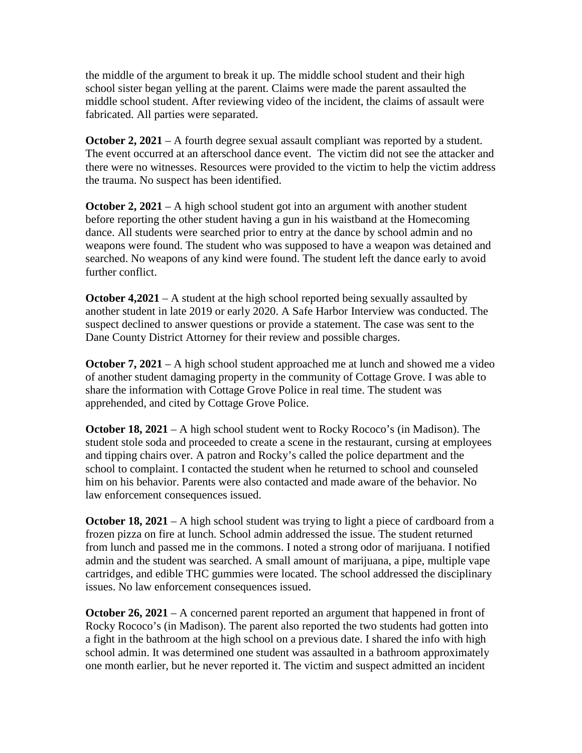the middle of the argument to break it up. The middle school student and their high school sister began yelling at the parent. Claims were made the parent assaulted the middle school student. After reviewing video of the incident, the claims of assault were fabricated. All parties were separated.

**October 2, 2021** – A fourth degree sexual assault compliant was reported by a student. The event occurred at an afterschool dance event. The victim did not see the attacker and there were no witnesses. Resources were provided to the victim to help the victim address the trauma. No suspect has been identified.

**October 2, 2021** – A high school student got into an argument with another student before reporting the other student having a gun in his waistband at the Homecoming dance. All students were searched prior to entry at the dance by school admin and no weapons were found. The student who was supposed to have a weapon was detained and searched. No weapons of any kind were found. The student left the dance early to avoid further conflict.

**October 4,2021** – A student at the high school reported being sexually assaulted by another student in late 2019 or early 2020. A Safe Harbor Interview was conducted. The suspect declined to answer questions or provide a statement. The case was sent to the Dane County District Attorney for their review and possible charges.

**October 7, 2021** – A high school student approached me at lunch and showed me a video of another student damaging property in the community of Cottage Grove. I was able to share the information with Cottage Grove Police in real time. The student was apprehended, and cited by Cottage Grove Police.

**October 18, 2021** – A high school student went to Rocky Rococo's (in Madison). The student stole soda and proceeded to create a scene in the restaurant, cursing at employees and tipping chairs over. A patron and Rocky's called the police department and the school to complaint. I contacted the student when he returned to school and counseled him on his behavior. Parents were also contacted and made aware of the behavior. No law enforcement consequences issued.

**October 18, 2021** – A high school student was trying to light a piece of cardboard from a frozen pizza on fire at lunch. School admin addressed the issue. The student returned from lunch and passed me in the commons. I noted a strong odor of marijuana. I notified admin and the student was searched. A small amount of marijuana, a pipe, multiple vape cartridges, and edible THC gummies were located. The school addressed the disciplinary issues. No law enforcement consequences issued.

**October 26, 2021** – A concerned parent reported an argument that happened in front of Rocky Rococo's (in Madison). The parent also reported the two students had gotten into a fight in the bathroom at the high school on a previous date. I shared the info with high school admin. It was determined one student was assaulted in a bathroom approximately one month earlier, but he never reported it. The victim and suspect admitted an incident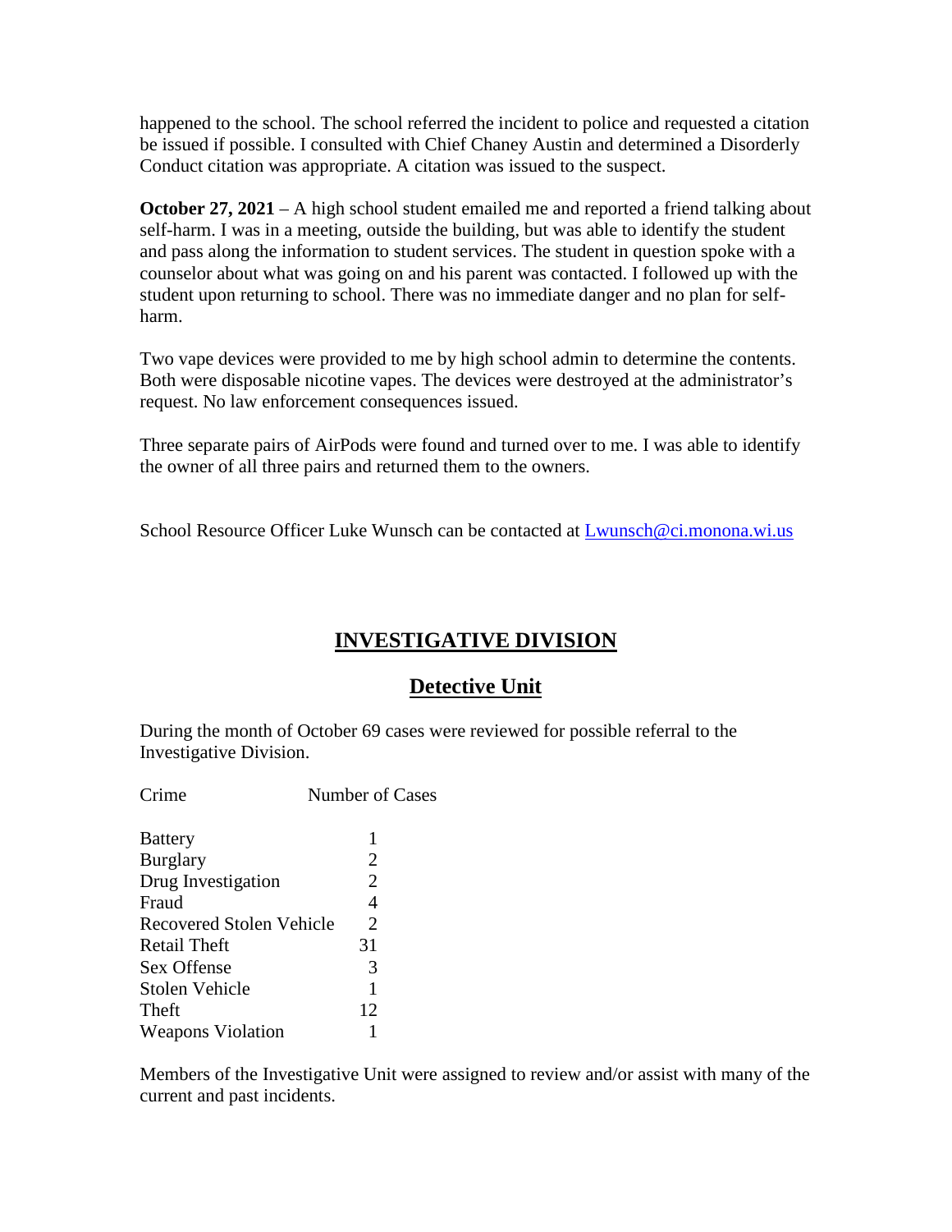happened to the school. The school referred the incident to police and requested a citation be issued if possible. I consulted with Chief Chaney Austin and determined a Disorderly Conduct citation was appropriate. A citation was issued to the suspect.

**October 27, 2021** – A high school student emailed me and reported a friend talking about self-harm. I was in a meeting, outside the building, but was able to identify the student and pass along the information to student services. The student in question spoke with a counselor about what was going on and his parent was contacted. I followed up with the student upon returning to school. There was no immediate danger and no plan for self-harm.

Two vape devices were provided to me by high school admin to determine the contents. Both were disposable nicotine vapes. The devices were destroyed at the administrator's request. No law enforcement consequences issued.

Three separate pairs of AirPods were found and turned over to me. I was able to identify the owner of all three pairs and returned them to the owners.

School Resource Officer Luke Wunsch can be contacted at [Lwunsch@ci.monona.wi.us](mailto:Lwunsch@ci.monona.wi.us)

## INVESTIGATIVE DIVISION

### Detective Unit

During the month of October 69 cases were reviewed for possible referral to the Investigative Division.

| Crime | Number of Cases |
|---|---|
| Battery | 1 |
| Burglary | 2 |
| Drug Investigation | 2 |
| Fraud | 4 |
| Recovered Stolen Vehicle | 2 |
| Retail Theft | 31 |
| Sex Offense | 3 |
| Stolen Vehicle | 1 |
| Theft | 12 |
| Weapons Violation | 1 |

Members of the Investigative Unit were assigned to review and/or assist with many of the current and past incidents.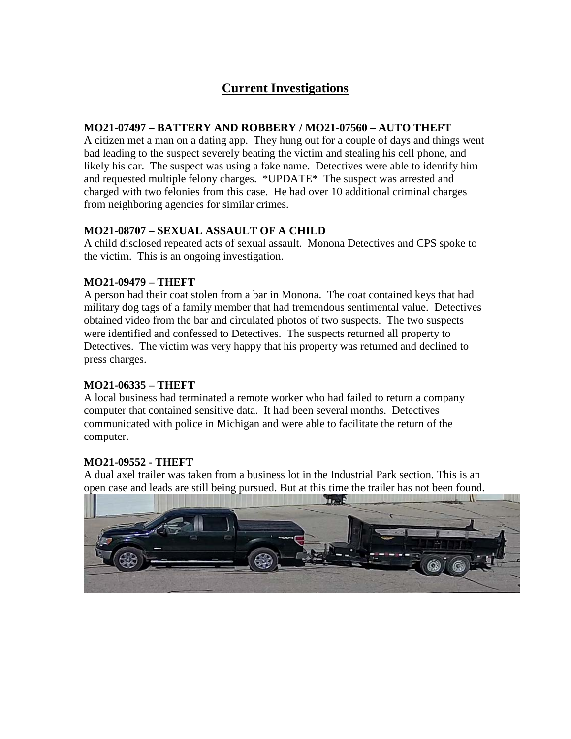# Current Investigations

**MO21-07497 – BATTERY AND ROBBERY / MO21-07560 – AUTO THEFT**
A citizen met a man on a dating app. They hung out for a couple of days and things went bad leading to the suspect severely beating the victim and stealing his cell phone, and likely his car. The suspect was using a fake name. Detectives were able to identify him and requested multiple felony charges. *UPDATE* The suspect was arrested and charged with two felonies from this case. He had over 10 additional criminal charges from neighboring agencies for similar crimes.

**MO21-08707 – SEXUAL ASSAULT OF A CHILD**
A child disclosed repeated acts of sexual assault. Monona Detectives and CPS spoke to the victim. This is an ongoing investigation.

**MO21-09479 – THEFT**
A person had their coat stolen from a bar in Monona. The coat contained keys that had military dog tags of a family member that had tremendous sentimental value. Detectives obtained video from the bar and circulated photos of two suspects. The two suspects were identified and confessed to Detectives. The suspects returned all property to Detectives. The victim was very happy that his property was returned and declined to press charges.

**MO21-06335 – THEFT**
A local business had terminated a remote worker who had failed to return a company computer that contained sensitive data. It had been several months. Detectives communicated with police in Michigan and were able to facilitate the return of the computer.

**MO21-09552 - THEFT**
A dual axel trailer was taken from a business lot in the Industrial Park section. This is an open case and leads are still being pursued. But at this time the trailer has not been found.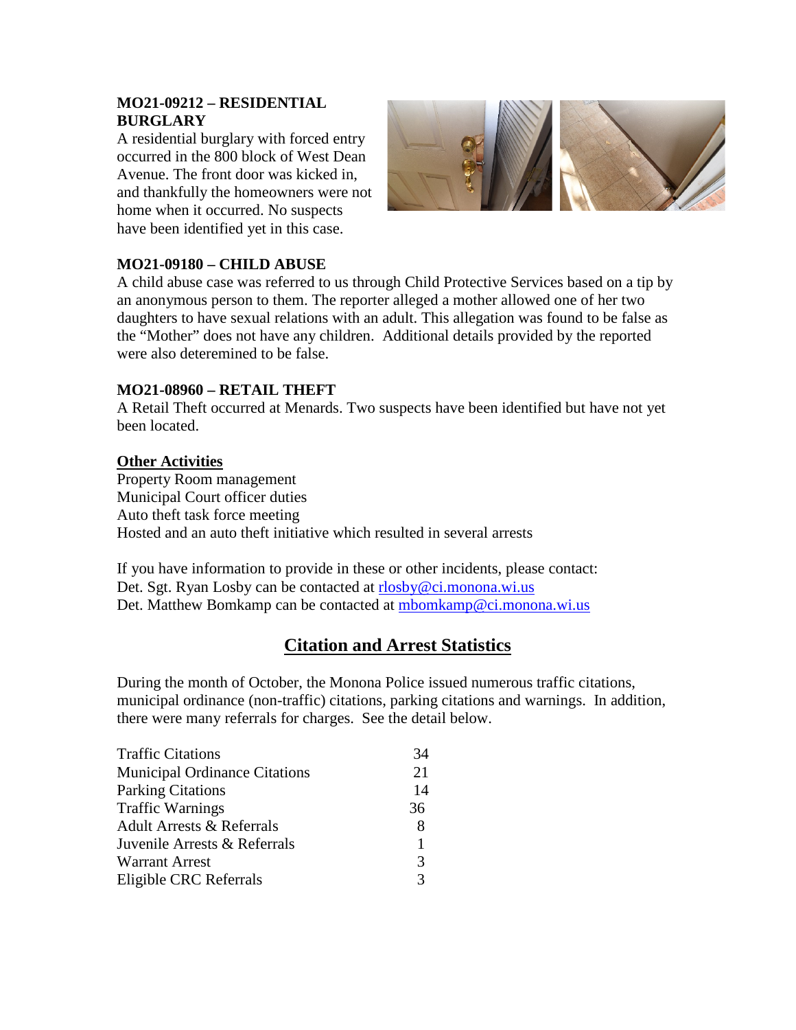**MO21-09212 – RESIDENTIAL BURGLARY**

A residential burglary with forced entry occurred in the 800 block of West Dean Avenue. The front door was kicked in, and thankfully the homeowners were not home when it occurred. No suspects have been identified yet in this case.

**MO21-09180 – CHILD ABUSE**

A child abuse case was referred to us through Child Protective Services based on a tip by an anonymous person to them. The reporter alleged a mother allowed one of her two daughters to have sexual relations with an adult. This allegation was found to be false as the "Mother" does not have any children. Additional details provided by the reported were also deteremined to be false.

**MO21-08960 – RETAIL THEFT**

A Retail Theft occurred at Menards. Two suspects have been identified but have not yet been located.

**Other Activities**

Property Room management
Municipal Court officer duties
Auto theft task force meeting
Hosted and an auto theft initiative which resulted in several arrests

If you have information to provide in these or other incidents, please contact:
Det. Sgt. Ryan Losby can be contacted at rlosby@ci.monona.wi.us
Det. Matthew Bomkamp can be contacted at mbomkamp@ci.monona.wi.us

## Citation and Arrest Statistics

During the month of October, the Monona Police issued numerous traffic citations, municipal ordinance (non-traffic) citations, parking citations and warnings. In addition, there were many referrals for charges. See the detail below.

| | |
|---|---|
| Traffic Citations | 34 |
| Municipal Ordinance Citations | 21 |
| Parking Citations | 14 |
| Traffic Warnings | 36 |
| Adult Arrests & Referrals | 8 |
| Juvenile Arrests & Referrals | 1 |
| Warrant Arrest | 3 |
| Eligible CRC Referrals | 3 |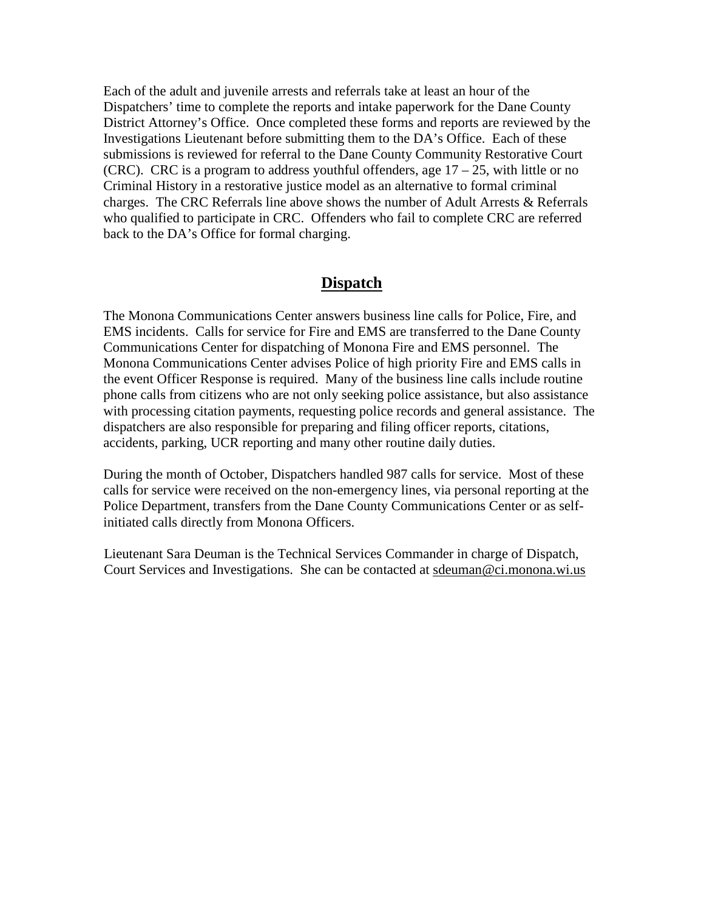Each of the adult and juvenile arrests and referrals take at least an hour of the Dispatchers' time to complete the reports and intake paperwork for the Dane County District Attorney's Office. Once completed these forms and reports are reviewed by the Investigations Lieutenant before submitting them to the DA's Office. Each of these submissions is reviewed for referral to the Dane County Community Restorative Court (CRC). CRC is a program to address youthful offenders, age 17 – 25, with little or no Criminal History in a restorative justice model as an alternative to formal criminal charges. The CRC Referrals line above shows the number of Adult Arrests & Referrals who qualified to participate in CRC. Offenders who fail to complete CRC are referred back to the DA's Office for formal charging.

## Dispatch

The Monona Communications Center answers business line calls for Police, Fire, and EMS incidents. Calls for service for Fire and EMS are transferred to the Dane County Communications Center for dispatching of Monona Fire and EMS personnel. The Monona Communications Center advises Police of high priority Fire and EMS calls in the event Officer Response is required. Many of the business line calls include routine phone calls from citizens who are not only seeking police assistance, but also assistance with processing citation payments, requesting police records and general assistance. The dispatchers are also responsible for preparing and filing officer reports, citations, accidents, parking, UCR reporting and many other routine daily duties.

During the month of October, Dispatchers handled 987 calls for service. Most of these calls for service were received on the non-emergency lines, via personal reporting at the Police Department, transfers from the Dane County Communications Center or as self-initiated calls directly from Monona Officers.

Lieutenant Sara Deuman is the Technical Services Commander in charge of Dispatch, Court Services and Investigations. She can be contacted at sdeuman@ci.monona.wi.us